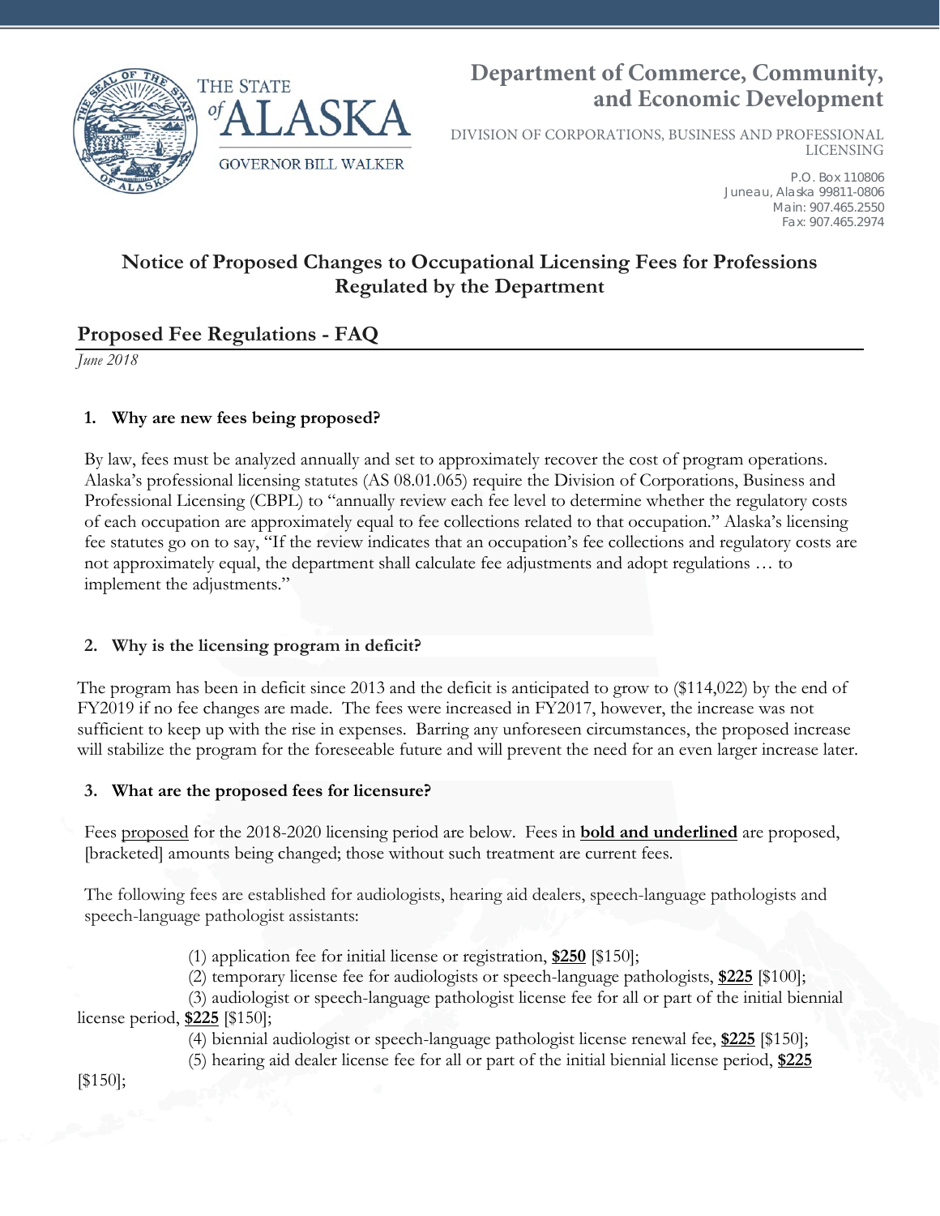THE STATE of ALASKA

GOVERNOR BILL WALKER

**Department of Commerce, Community, and Economic Development**

DIVISION OF CORPORATIONS, BUSINESS AND PROFESSIONAL LICENSING

P.O. Box 110806
Juneau, Alaska 99811-0806
Main: 907.465.2550
Fax: 907.465.2974

# Notice of Proposed Changes to Occupational Licensing Fees for Professions Regulated by the Department

## Proposed Fee Regulations - FAQ

*June 2018*

### 1. Why are new fees being proposed?

By law, fees must be analyzed annually and set to approximately recover the cost of program operations. Alaska's professional licensing statutes (AS 08.01.065) require the Division of Corporations, Business and Professional Licensing (CBPL) to "annually review each fee level to determine whether the regulatory costs of each occupation are approximately equal to fee collections related to that occupation." Alaska's licensing fee statutes go on to say, "If the review indicates that an occupation's fee collections and regulatory costs are not approximately equal, the department shall calculate fee adjustments and adopt regulations … to implement the adjustments."

### 2. Why is the licensing program in deficit?

The program has been in deficit since 2013 and the deficit is anticipated to grow to ($114,022) by the end of FY2019 if no fee changes are made. The fees were increased in FY2017, however, the increase was not sufficient to keep up with the rise in expenses. Barring any unforeseen circumstances, the proposed increase will stabilize the program for the foreseeable future and will prevent the need for an even larger increase later.

### 3. What are the proposed fees for licensure?

Fees <u>proposed</u> for the 2018-2020 licensing period are below. Fees in **<u>bold and underlined</u>** are proposed, [bracketed] amounts being changed; those without such treatment are current fees.

The following fees are established for audiologists, hearing aid dealers, speech-language pathologists and speech-language pathologist assistants:

(1) application fee for initial license or registration, **<u>$250</u>** [$150];

(2) temporary license fee for audiologists or speech-language pathologists, **<u>$225</u>** [$100];

(3) audiologist or speech-language pathologist license fee for all or part of the initial biennial license period, **<u>$225</u>** [$150];

(4) biennial audiologist or speech-language pathologist license renewal fee, **<u>$225</u>** [$150];

(5) hearing aid dealer license fee for all or part of the initial biennial license period, **<u>$225</u>** [$150];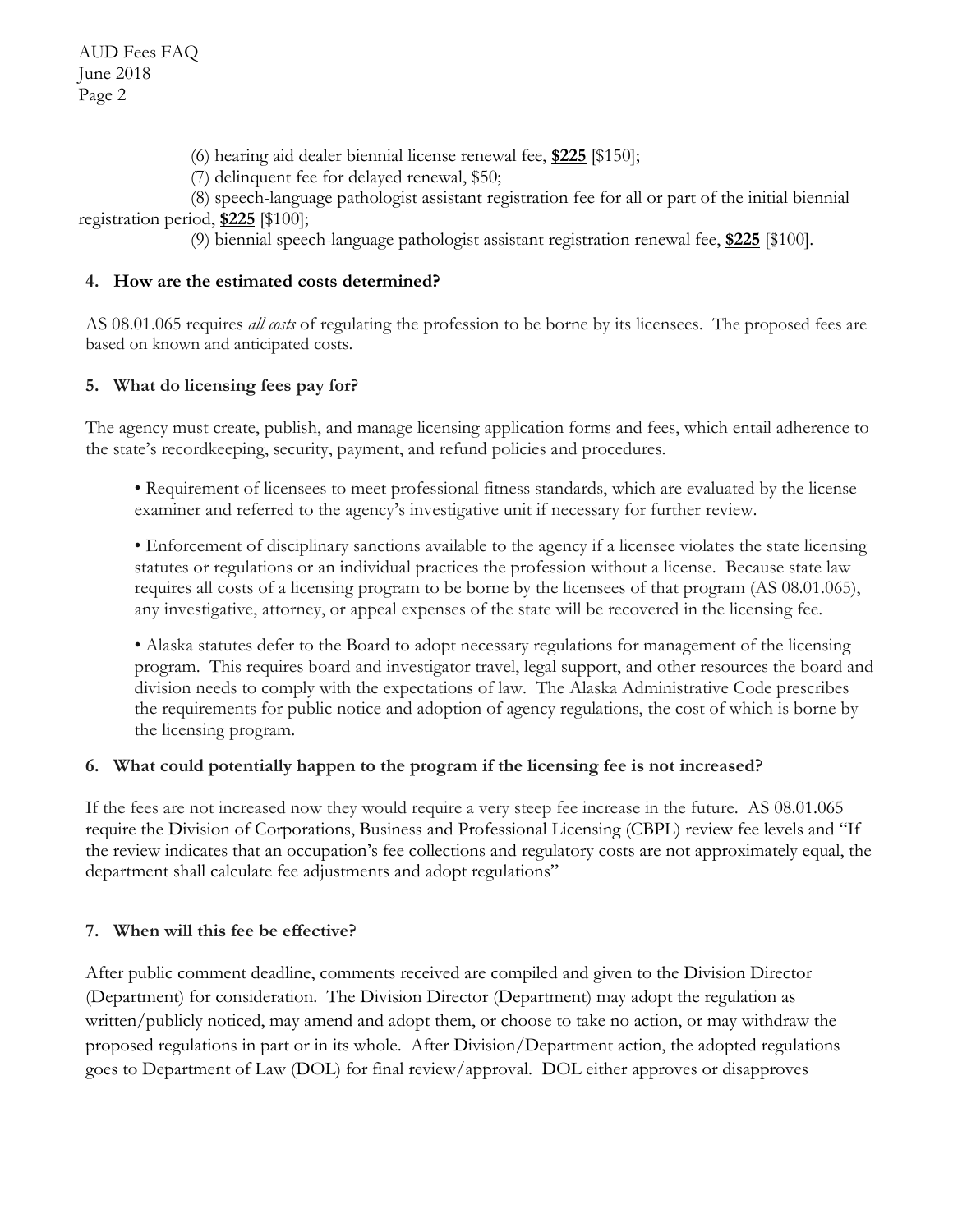(6) hearing aid dealer biennial license renewal fee, **<u>$225</u>** [$150];

(7) delinquent fee for delayed renewal, $50;

(8) speech-language pathologist assistant registration fee for all or part of the initial biennial registration period, **<u>$225</u>** [$100];

(9) biennial speech-language pathologist assistant registration renewal fee, **<u>$225</u>** [$100].

**4. How are the estimated costs determined?**

AS 08.01.065 requires *all costs* of regulating the profession to be borne by its licensees. The proposed fees are based on known and anticipated costs.

**5. What do licensing fees pay for?**

The agency must create, publish, and manage licensing application forms and fees, which entail adherence to the state's recordkeeping, security, payment, and refund policies and procedures.

- Requirement of licensees to meet professional fitness standards, which are evaluated by the license examiner and referred to the agency's investigative unit if necessary for further review.

- Enforcement of disciplinary sanctions available to the agency if a licensee violates the state licensing statutes or regulations or an individual practices the profession without a license. Because state law requires all costs of a licensing program to be borne by the licensees of that program (AS 08.01.065), any investigative, attorney, or appeal expenses of the state will be recovered in the licensing fee.

- Alaska statutes defer to the Board to adopt necessary regulations for management of the licensing program. This requires board and investigator travel, legal support, and other resources the board and division needs to comply with the expectations of law. The Alaska Administrative Code prescribes the requirements for public notice and adoption of agency regulations, the cost of which is borne by the licensing program.

**6. What could potentially happen to the program if the licensing fee is not increased?**

If the fees are not increased now they would require a very steep fee increase in the future. AS 08.01.065 require the Division of Corporations, Business and Professional Licensing (CBPL) review fee levels and "If the review indicates that an occupation's fee collections and regulatory costs are not approximately equal, the department shall calculate fee adjustments and adopt regulations"

**7. When will this fee be effective?**

After public comment deadline, comments received are compiled and given to the Division Director (Department) for consideration. The Division Director (Department) may adopt the regulation as written/publicly noticed, may amend and adopt them, or choose to take no action, or may withdraw the proposed regulations in part or in its whole. After Division/Department action, the adopted regulations goes to Department of Law (DOL) for final review/approval. DOL either approves or disapproves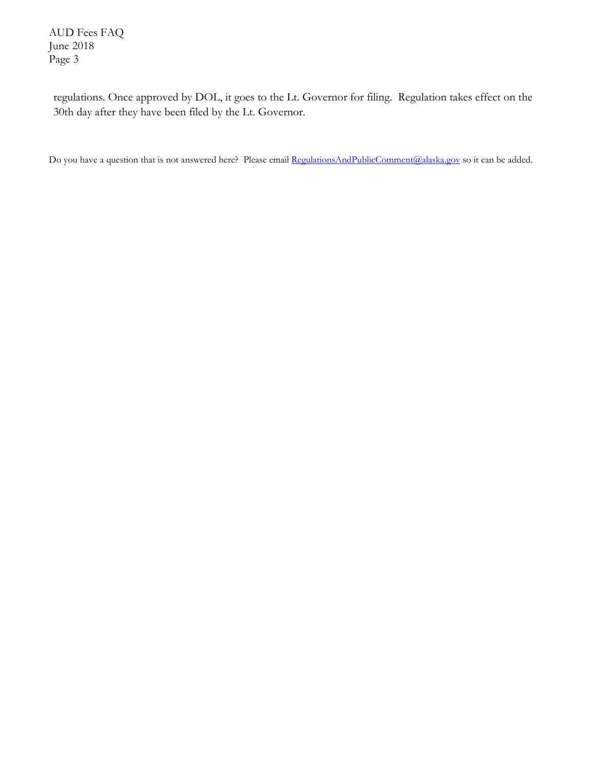regulations. Once approved by DOL, it goes to the Lt. Governor for filing. Regulation takes effect on the 30th day after they have been filed by the Lt. Governor.

Do you have a question that is not answered here? Please email [RegulationsAndPublicComment@alaska.gov](mailto:RegulationsAndPublicComment@alaska.gov) so it can be added.